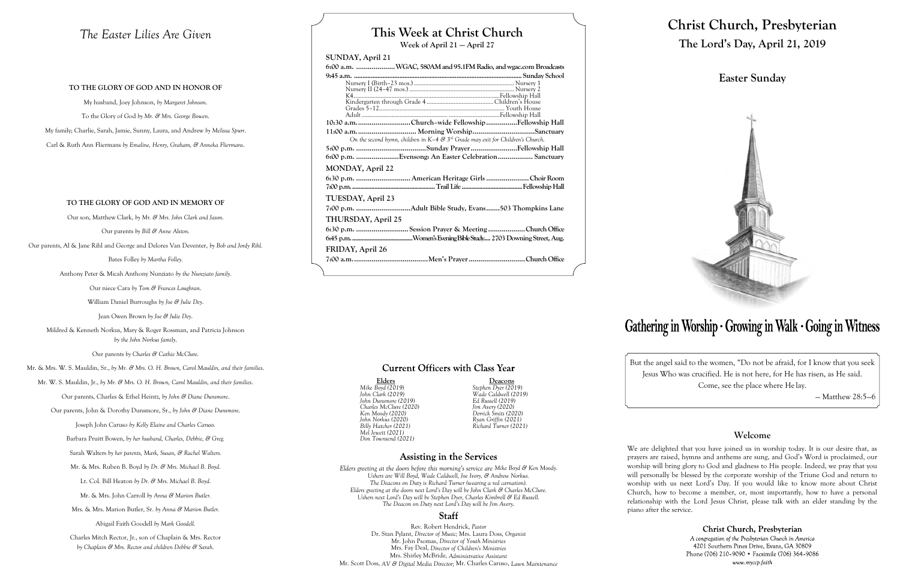# The Easter Lilies Are Given

**TO THE GLORY OF GOD AND IN HONOR OF**

My husband, Joey Johnson, *by Margaret Johnson*.

To the Glory of God *by Mr. & Mrs. George Bowen*.

My family; Charlie, Sarah, Jamie, Sunny, Laura, and Andrew *by Melissa Spurr*.

Carl & Ruth Ann Fliermans *by Emaline, Henry, Graham, & Anneka Fliermans*.

**TO THE GLORY OF GOD AND IN MEMORY OF**

Our son, Matthew Clark, *by Mr. & Mrs. John Clark and Jason*.

Our parents *by Bill & Anne Alston*.

Our parents, Al & Jane Rihl and George and Delores Van Deventer, *by Bob and Jordy Rihl*.

Bates Folley *by Martha Folley*.

Anthony Peter & Micah Anthony Nunziato *by the Nunziato family*.

Our niece Cara *by Tom & Frances Loughran*.

William Daniel Burroughs *by Joe & Julie Dey*.

Jean Owen Brown *by Joe & Julie Dey*.

Mildred & Kenneth Norkus, Mary & Roger Rossman, and Patricia Johnson *by the John Norkus family*.

Our parents *by Charles & Cathie McClure*.

Mr. & Mrs. W. S. Mauldin, Sr., *by Mr. & Mrs. O. H. Brown, Carol Mauldin, and their families*.

Mr. W. S. Mauldin, Jr., *by Mr. & Mrs. O. H. Brown, Carol Mauldin, and their families*.

Our parents, Charles & Ethel Heintz, *by John & Diane Dunsmore*.

Our parents, John & Dorothy Dunsmore, Sr., *by John & Diane Dunsmore*.

Joseph John Caruso *by Kelly Elaine and Charles Caruso*.

Barbara Pruitt Bowen, *by her husband, Charles, Debbie, & Greg*.

Sarah Walters *by her parents, Mark, Susan, & Rachel Walters*.

Mr. & Mrs. Ruben B. Boyd *by Dr. & Mrs. Michael B. Boyd*.

Lt. Col. Bill Heaton *by Dr. & Mrs. Michael B. Boyd*.

Mr. & Mrs. John Carroll *by Anna & Marion Butler*.

Mrs. & Mrs. Marion Butler, Sr. *by Anna & Marion Butler*.

Abigail Faith Goodell *by Mark Goodell*.

Charles Mitch Rector, Jr., son of Chaplain & Mrs. Rector *by Chaplain & Mrs. Rector and children Debbie & Sarah*.

# This Week at Christ Church

**Week of April 21 — April 27**

**SUNDAY, April 21**

6:00 a.m. .................... WGAC, 580AM and 95.1FM Radio, and wgac.com Broadcasts

9:45 a.m. ........................................................................ Sunday School
- Nursery I (Birth–23 mos.) ........................................ Nursery 1
- Nursery II (24–47 mos.) ........................................ Nursery 2
- K4 ........................................................ Fellowship Hall
- Kindergarten through Grade 4 .............................. Children's House
- Grades 5–12 ................................................ Youth House
- Adult ........................................................ Fellowship Hall

10:30 a.m. ........................... Church–wide Fellowship ................ Fellowship Hall

11:00 a.m. .............................. Morning Worship ................................ Sanctuary

*On the second hymn, children in K–4 & 3rd Grade may exit for Children's Church.*

5:00 p.m. .................................... Sunday Prayer ........................ Fellowship Hall

6:00 p.m. ...................... Evensong: An Easter Celebration .................. Sanctuary

**MONDAY, April 22**

6:30 p.m. ........................... American Heritage Girls ...................... Choir Room

7:00 p.m. ........................................ Trail Life ........................................ Fellowship Hall

**TUESDAY, April 23**

7:00 p.m. ............................ Adult Bible Study, Evans ....... 503 Thompkins Lane

**THURSDAY, April 25**

6:30 p.m. ........................... Session Prayer & Meeting .................. Church Office

6:45 p.m. ........................ Women's Evening Bible Study.... 2703 Downing Street, Aug.

**FRIDAY, April 26**

7:00 a.m. ...................................... Men's Prayer ............................ Church Office

## Current Officers with Class Year

| Elders | Deacons |
|---|---|
| Mike Boyd (2019) | Stephen Dyer (2019) |
| John Clark (2019) | Wade Caldwell (2019) |
| John Dunsmore (2019) | Ed Russell (2019) |
| Charles McClure (2020) | Jim Avery (2020) |
| Ken Moody (2020) | Derrick Smits (2020) |
| John Norkus (2020) | Ryan Griffin (2021) |
| Billy Hatcher (2021) | Richard Turner (2021) |
| Mel Jewett (2021) | |
| Don Townsend (2021) | |

## Assisting in the Services

*Elders greeting at the doors before this morning's service are Mike Boyd & Ken Moody.*
*Ushers are Will Boyd, Wade Caldwell, Joe Ivory, & Andrew Norkus.*
*The Deacons on Duty is Richard Turner (wearing a red carnation).*
*Elders greeting at the doors next Lord's Day will be John Clark & Charles McClure.*
*Ushers next Lord's Day will be Stephen Dyer, Charles Kimbrell & Ed Russell.*
*The Deacon on Duty next Lord's Day will be Jim Avery.*

## Staff

Rev. Robert Hendrick, *Pastor*
Dr. Stan Pylant, *Director of Music*; Mrs. Laura Doss, *Organist*
Mr. John Psomas, *Director of Youth Ministries*
Mrs. Fay Deal, *Director of Children's Ministries*
Mrs. Shirley McBride, *Administrative Assistant*
Mr. Scott Doss, *AV & Digital Media Director*; Mr. Charles Caruso, *Lawn Maintenance*

# Christ Church, Presbyterian

## The Lord's Day, April 21, 2019

## Easter Sunday

**Gathering in Worship · Growing in Walk · Going in Witness**

But the angel said to the women, "Do not be afraid, for I know that you seek Jesus Who was crucified. He is not here, for He has risen, as He said. Come, see the place where He lay.

— Matthew 28:5–6

## Welcome

We are delighted that you have joined us in worship today. It is our desire that, as prayers are raised, hymns and anthems are sung, and God's Word is proclaimed, our worship will bring glory to God and gladness to His people. Indeed, we pray that you will personally be blessed by the corporate worship of the Triune God and return to worship with us next Lord's Day. If you would like to know more about Christ Church, how to become a member, or, most importantly, how to have a personal relationship with the Lord Jesus Christ, please talk with an elder standing by the piano after the service.

**Christ Church, Presbyterian**
*A congregation of the Presbyterian Church in America*
4201 Southern Pines Drive, Evans, GA 30809
Phone (706) 210-9090 • Facsimile (706) 364-9086
*www.myccp.faith*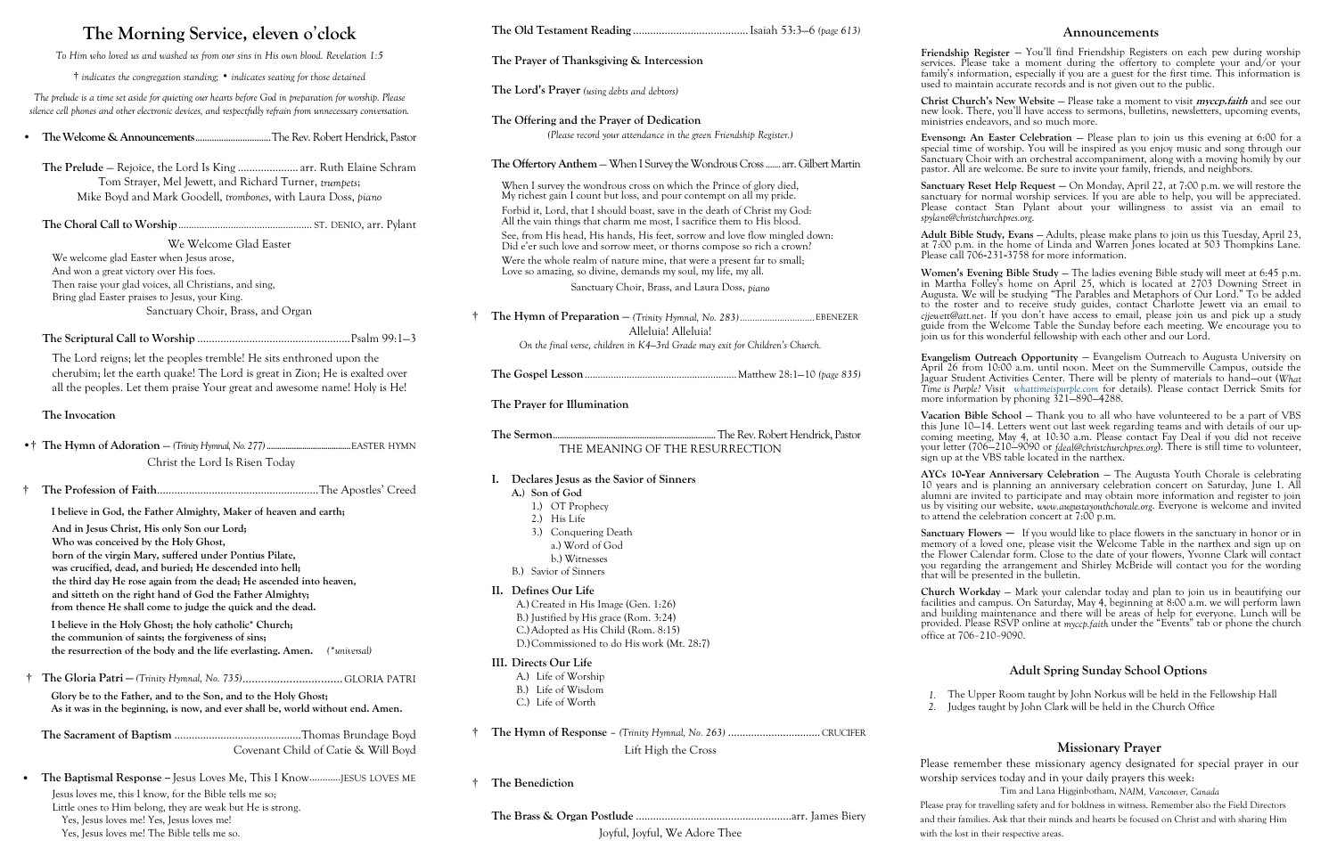# The Morning Service, eleven o'clock

*To Him who loved us and washed us from our sins in His own blood. Revelation 1:5*

*† indicates the congregation standing; • indicates seating for those detained*

*The prelude is a time set aside for quieting our hearts before God in preparation for worship. Please silence cell phones and other electronic devices, and respectfully refrain from unnecessary conversation.*

• **The Welcome & Announcements**................................The Rev. Robert Hendrick, Pastor

**The Prelude** — Rejoice, the Lord Is King .................... arr. Ruth Elaine Schram
Tom Strayer, Mel Jewett, and Richard Turner, *trumpets*;
Mike Boyd and Mark Goodell, *trombones*, with Laura Doss, *piano*

**The Choral Call to Worship**.................................................... ST. DENIO, arr. Pylant

We Welcome Glad Easter

We welcome glad Easter when Jesus arose,
And won a great victory over His foes.
Then raise your glad voices, all Christians, and sing,
Bring glad Easter praises to Jesus, your King.

Sanctuary Choir, Brass, and Organ

**The Scriptural Call to Worship** ....................................................Psalm 99:1–3

The Lord reigns; let the peoples tremble! He sits enthroned upon the cherubim; let the earth quake! The Lord is great in Zion; He is exalted over all the peoples. Let them praise Your great and awesome name! Holy is He!

**The Invocation**

•† **The Hymn of Adoration** — *(Trinity Hymnal, No. 277)*........................................EASTER HYMN
Christ the Lord Is Risen Today

† **The Profession of Faith**.......................................................The Apostles' Creed

**I believe in God, the Father Almighty, Maker of heaven and earth;**

**And in Jesus Christ, His only Son our Lord;**
**Who was conceived by the Holy Ghost,**
**born of the virgin Mary, suffered under Pontius Pilate,**
**was crucified, dead, and buried; He descended into hell;**
**the third day He rose again from the dead; He ascended into heaven,**
**and sitteth on the right hand of God the Father Almighty;**
**from thence He shall come to judge the quick and the dead.**

**I believe in the Holy Ghost; the holy catholic\* Church;**
**the communion of saints; the forgiveness of sins;**
**the resurrection of the body and the life everlasting. Amen.** *(\*universal)*

† **The Gloria Patri** — *(Trinity Hymnal, No. 735)*................................GLORIA PATRI

**Glory be to the Father, and to the Son, and to the Holy Ghost;**
**As it was in the beginning, is now, and ever shall be, world without end. Amen.**

**The Sacrament of Baptism** ...........................................Thomas Brundage Boyd
Covenant Child of Catie & Will Boyd

• **The Baptismal Response** – Jesus Loves Me, This I Know............JESUS LOVES ME

Jesus loves me, this I know, for the Bible tells me so;
Little ones to Him belong, they are weak but He is strong.
Yes, Jesus loves me! Yes, Jesus loves me!
Yes, Jesus loves me! The Bible tells me so.

**The Old Testament Reading**........................................Isaiah 53:3–6 *(page 613)*

**The Prayer of Thanksgiving & Intercession**

**The Lord's Prayer** *(using debts and debtors)*

**The Offering and the Prayer of Dedication**
*(Please record your attendance in the green Friendship Register.)*

**The Offertory Anthem** — When I Survey the Wondrous Cross....... arr. Gilbert Martin

When I survey the wondrous cross on which the Prince of glory died,
My richest gain I count but loss, and pour contempt on all my pride.
Forbid it, Lord, that I should boast, save in the death of Christ my God:
All the vain things that charm me most, I sacrifice them to His blood.
See, from His head, His hands, His feet, sorrow and love flow mingled down:
Did e'er such love and sorrow meet, or thorns compose so rich a crown?
Were the whole realm of nature mine, that were a present far to small;
Love so amazing, so divine, demands my soul, my life, my all.

Sanctuary Choir, Brass, and Laura Doss, *piano*

† **The Hymn of Preparation** — *(Trinity Hymnal, No. 283)*..............................EBENEZER
Alleluia! Alleluia!
*On the final verse, children in K4–3rd Grade may exit for Children's Church.*

**The Gospel Lesson**..........................................................Matthew 28:1–10 *(page 835)*

**The Prayer for Illumination**

**The Sermon**........................................................................The Rev. Robert Hendrick, Pastor
THE MEANING OF THE RESURRECTION

**I. Declares Jesus as the Savior of Sinners**
- **A.) Son of God**
  - 1.) OT Prophecy
  - 2.) His Life
  - 3.) Conquering Death
    - a.) Word of God
    - b.) Witnesses
- B.) Savior of Sinners

**II. Defines Our Life**
- A.) Created in His Image (Gen. 1:26)
- B.) Justified by His grace (Rom. 3:24)
- C.) Adopted as His Child (Rom. 8:15)
- D.) Commissioned to do His work (Mt. 28:7)

**III. Directs Our Life**
- A.) Life of Worship
- B.) Life of Wisdom
- C.) Life of Worth

† **The Hymn of Response** – *(Trinity Hymnal, No. 263)* ................................CRUCIFER
Lift High the Cross

† **The Benediction**

**The Brass & Organ Postlude** .....................................................arr. James Biery
Joyful, Joyful, We Adore Thee

## Announcements

**Friendship Register** – You'll find Friendship Registers on each pew during worship services. Please take a moment during the offertory to complete your and/or your family's information, especially if you are a guest for the first time. This information is used to maintain accurate records and is not given out to the public.

**Christ Church's New Website** – Please take a moment to visit ***myccp.faith*** and see our new look. There, you'll have access to sermons, bulletins, newsletters, upcoming events, ministries endeavors, and so much more.

**Evensong: An Easter Celebration** – Please plan to join us this evening at 6:00 for a special time of worship. You will be inspired as you enjoy music and song through our Sanctuary Choir with an orchestral accompaniment, along with a moving homily by our pastor. All are welcome. Be sure to invite your family, friends, and neighbors.

**Sanctuary Reset Help Request** – On Monday, April 22, at 7:00 p.m. we will restore the sanctuary for normal worship services. If you are able to help, you will be appreciated. Please contact Stan Pylant about your willingness to assist via an email to *spylant@christchurchpres.org*.

**Adult Bible Study, Evans** – Adults, please make plans to join us this Tuesday, April 23, at 7:00 p.m. in the home of Linda and Warren Jones located at 503 Thompkins Lane. Please call 706-231-3758 for more information.

**Women's Evening Bible Study** – The ladies evening Bible study will meet at 6:45 p.m. in Martha Folley's home on April 25, which is located at 2703 Downing Street in Augusta. We will be studying "The Parables and Metaphors of Our Lord." To be added to the roster and to receive study guides, contact Charlotte Jewett via an email to *cjjewett@att.net*. If you don't have access to email, please join us and pick up a study guide from the Welcome Table the Sunday before each meeting. We encourage you to join us for this wonderful fellowship with each other and our Lord.

**Evangelism Outreach Opportunity** – Evangelism Outreach to Augusta University on April 26 from 10:00 a.m. until noon. Meet on the Summerville Campus, outside the Jaguar Student Activities Center. There will be plenty of materials to hand–out (*What Time is Purple?* Visit *whattimeispurple.com* for details). Please contact Derrick Smits for more information by phoning 321–890–4288.

**Vacation Bible School** – Thank you to all who have volunteered to be a part of VBS this June 10–14. Letters went out last week regarding teams and with details of our upcoming meeting, May 4, at 10:30 a.m. Please contact Fay Deal if you did not receive your letter (706–210–9090 or *fdeal@christchurchpres.org*). There is still time to volunteer, sign up at the VBS table located in the narthex.

**AYCs 10-Year Anniversary Celebration** – The Augusta Youth Chorale is celebrating 10 years and is planning an anniversary celebration concert on Saturday, June 1. All alumni are invited to participate and may obtain more information and register to join us by visiting our website, *www.augustayouthchorale.org*. Everyone is welcome and invited to attend the celebration concert at 7:00 p.m.

**Sanctuary Flowers** — If you would like to place flowers in the sanctuary in honor or in memory of a loved one, please visit the Welcome Table in the narthex and sign up on the Flower Calendar form. Close to the date of your flowers, Yvonne Clark will contact you regarding the arrangement and Shirley McBride will contact you for the wording that will be presented in the bulletin.

**Church Workday** – Mark your calendar today and plan to join us in beautifying our facilities and campus. On Saturday, May 4, beginning at 8:00 a.m. we will perform lawn and building maintenance and there will be areas of help for everyone. Lunch will be provided. Please RSVP online at *myccp.faith* under the "Events" tab or phone the church office at 706–210–9090.

## Adult Spring Sunday School Options

1. The Upper Room taught by John Norkus will be held in the Fellowship Hall
2. Judges taught by John Clark will be held in the Church Office

## Missionary Prayer

Please remember these missionary agency designated for special prayer in our worship services today and in your daily prayers this week:

Tim and Lana Higginbotham, *NAIM, Vancouver, Canada*

Please pray for travelling safety and for boldness in witness. Remember also the Field Directors and their families. Ask that their minds and hearts be focused on Christ and with sharing Him with the lost in their respective areas.